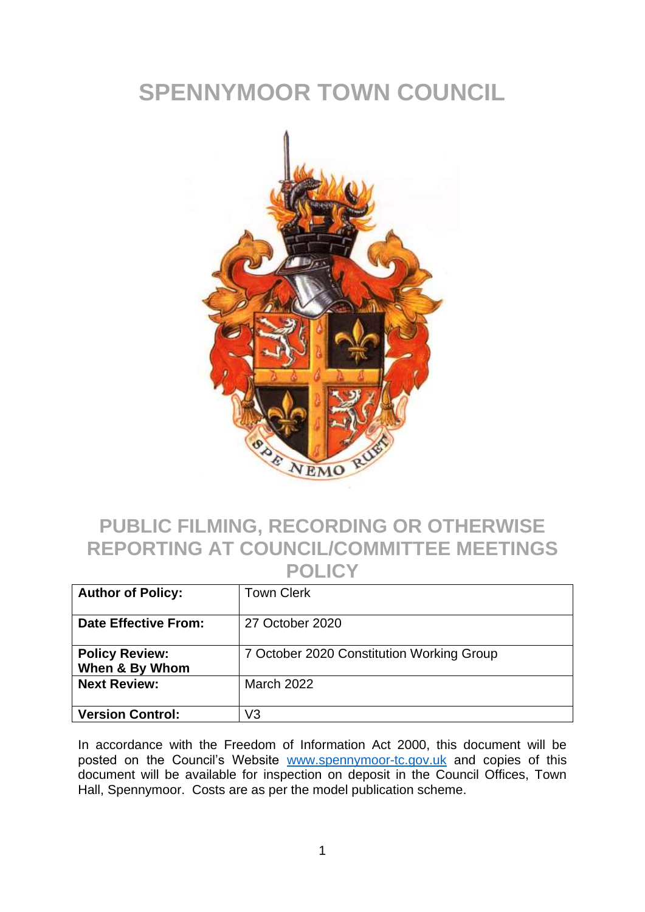# SPENNYMOOR TOWN COUNCIL

## PUBLIC FILMING, RECORDING OR OTHERWISE REPORTING AT COUNCIL/COMMITTEE MEETINGS POLICY

| **Author of Policy:** | Town Clerk |
|---|---|
| **Date Effective From:** | 27 October 2020 |
| **Policy Review: When & By Whom** | 7 October 2020 Constitution Working Group |
| **Next Review:** | March 2022 |
| **Version Control:** | V3 |

In accordance with the Freedom of Information Act 2000, this document will be posted on the Council's Website www.spennymoor-tc.gov.uk and copies of this document will be available for inspection on deposit in the Council Offices, Town Hall, Spennymoor. Costs are as per the model publication scheme.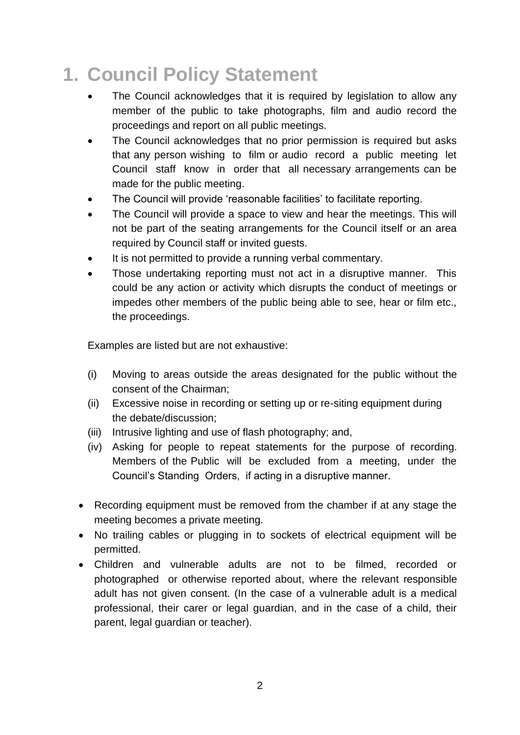# 1. Council Policy Statement

- The Council acknowledges that it is required by legislation to allow any member of the public to take photographs, film and audio record the proceedings and report on all public meetings.
- The Council acknowledges that no prior permission is required but asks that any person wishing to film or audio record a public meeting let Council staff know in order that all necessary arrangements can be made for the public meeting.
- The Council will provide 'reasonable facilities' to facilitate reporting.
- The Council will provide a space to view and hear the meetings. This will not be part of the seating arrangements for the Council itself or an area required by Council staff or invited guests.
- It is not permitted to provide a running verbal commentary.
- Those undertaking reporting must not act in a disruptive manner. This could be any action or activity which disrupts the conduct of meetings or impedes other members of the public being able to see, hear or film etc., the proceedings.

  Examples are listed but are not exhaustive:

  (i) Moving to areas outside the areas designated for the public without the consent of the Chairman;
  (ii) Excessive noise in recording or setting up or re-siting equipment during the debate/discussion;
  (iii) Intrusive lighting and use of flash photography; and,
  (iv) Asking for people to repeat statements for the purpose of recording. Members of the Public will be excluded from a meeting, under the Council's Standing Orders, if acting in a disruptive manner.

- Recording equipment must be removed from the chamber if at any stage the meeting becomes a private meeting.
- No trailing cables or plugging in to sockets of electrical equipment will be permitted.
- Children and vulnerable adults are not to be filmed, recorded or photographed or otherwise reported about, where the relevant responsible adult has not given consent. (In the case of a vulnerable adult is a medical professional, their carer or legal guardian, and in the case of a child, their parent, legal guardian or teacher).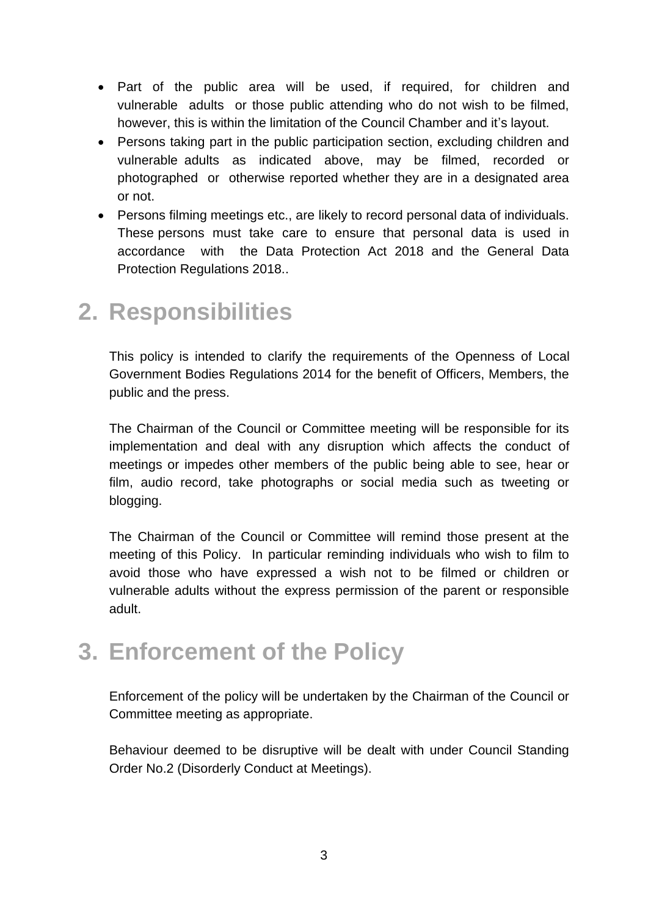- Part of the public area will be used, if required, for children and vulnerable adults or those public attending who do not wish to be filmed, however, this is within the limitation of the Council Chamber and it's layout.
- Persons taking part in the public participation section, excluding children and vulnerable adults as indicated above, may be filmed, recorded or photographed or otherwise reported whether they are in a designated area or not.
- Persons filming meetings etc., are likely to record personal data of individuals. These persons must take care to ensure that personal data is used in accordance with the Data Protection Act 2018 and the General Data Protection Regulations 2018..

# 2. Responsibilities

This policy is intended to clarify the requirements of the Openness of Local Government Bodies Regulations 2014 for the benefit of Officers, Members, the public and the press.

The Chairman of the Council or Committee meeting will be responsible for its implementation and deal with any disruption which affects the conduct of meetings or impedes other members of the public being able to see, hear or film, audio record, take photographs or social media such as tweeting or blogging.

The Chairman of the Council or Committee will remind those present at the meeting of this Policy. In particular reminding individuals who wish to film to avoid those who have expressed a wish not to be filmed or children or vulnerable adults without the express permission of the parent or responsible adult.

# 3. Enforcement of the Policy

Enforcement of the policy will be undertaken by the Chairman of the Council or Committee meeting as appropriate.

Behaviour deemed to be disruptive will be dealt with under Council Standing Order No.2 (Disorderly Conduct at Meetings).